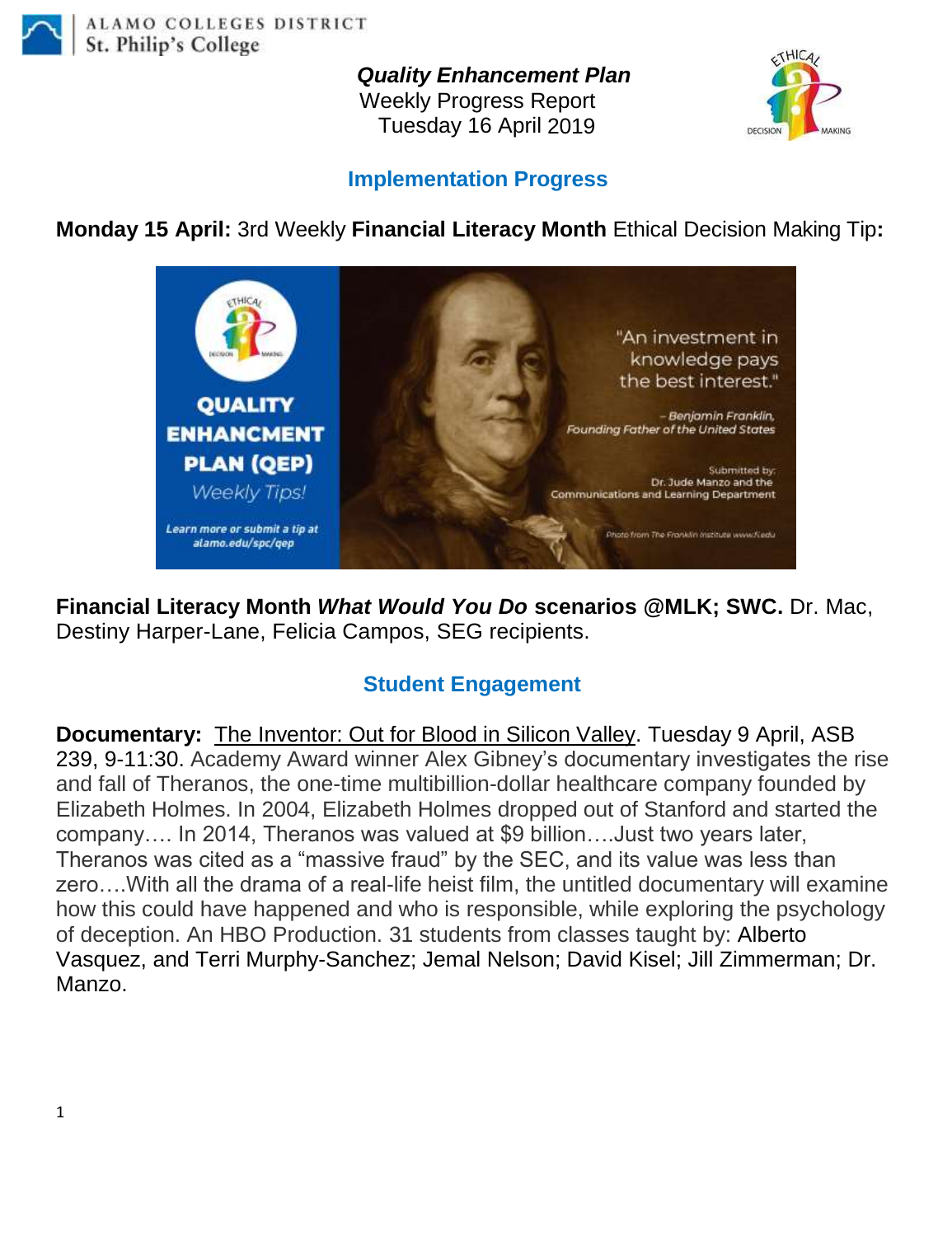ALAMO COLLEGES DISTRICT
St. Philip's College

***Quality Enhancement Plan***
Weekly Progress Report
Tuesday 16 April 2019

## Implementation Progress

**Monday 15 April:** 3rd Weekly **Financial Literacy Month** Ethical Decision Making Tip**:**

**Financial Literacy Month *What Would You Do* scenarios @MLK; SWC.** Dr. Mac, Destiny Harper-Lane, Felicia Campos, SEG recipients.

## Student Engagement

**Documentary:** The Inventor: Out for Blood in Silicon Valley. Tuesday 9 April, ASB 239, 9-11:30. Academy Award winner Alex Gibney's documentary investigates the rise and fall of Theranos, the one-time multibillion-dollar healthcare company founded by Elizabeth Holmes. In 2004, Elizabeth Holmes dropped out of Stanford and started the company…. In 2014, Theranos was valued at $9 billion….Just two years later, Theranos was cited as a "massive fraud" by the SEC, and its value was less than zero….With all the drama of a real-life heist film, the untitled documentary will examine how this could have happened and who is responsible, while exploring the psychology of deception. An HBO Production. 31 students from classes taught by: Alberto Vasquez, and Terri Murphy-Sanchez; Jemal Nelson; David Kisel; Jill Zimmerman; Dr. Manzo.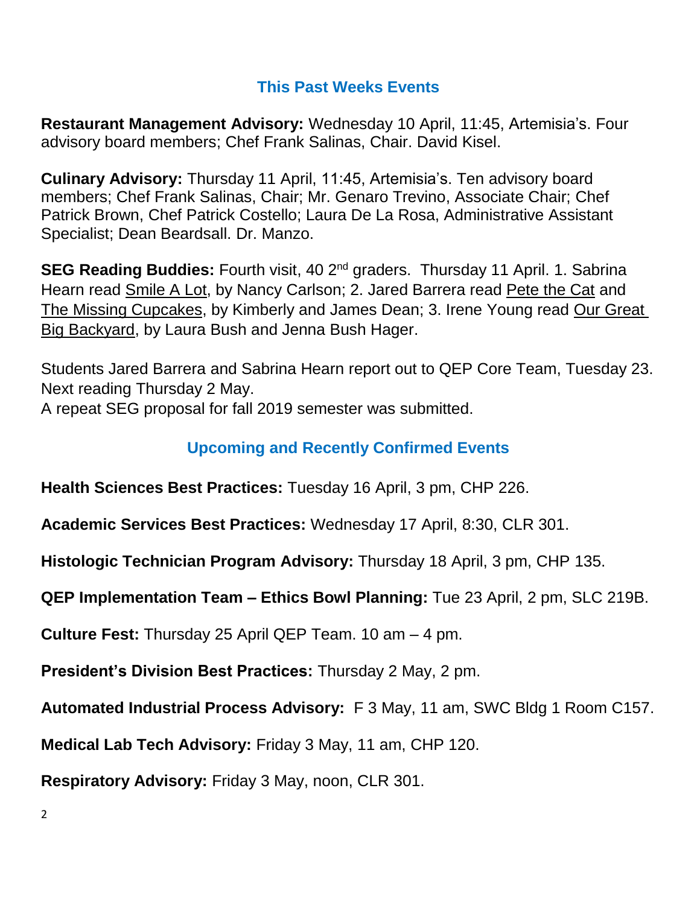## This Past Weeks Events

**Restaurant Management Advisory:** Wednesday 10 April, 11:45, Artemisia's. Four advisory board members; Chef Frank Salinas, Chair. David Kisel.

**Culinary Advisory:** Thursday 11 April, 11:45, Artemisia's. Ten advisory board members; Chef Frank Salinas, Chair; Mr. Genaro Trevino, Associate Chair; Chef Patrick Brown, Chef Patrick Costello; Laura De La Rosa, Administrative Assistant Specialist; Dean Beardsall. Dr. Manzo.

**SEG Reading Buddies:** Fourth visit, 40 2nd graders. Thursday 11 April. 1. Sabrina Hearn read <u>Smile A Lot</u>, by Nancy Carlson; 2. Jared Barrera read <u>Pete the Cat</u> and <u>The Missing Cupcakes</u>, by Kimberly and James Dean; 3. Irene Young read <u>Our Great Big Backyard</u>, by Laura Bush and Jenna Bush Hager.

Students Jared Barrera and Sabrina Hearn report out to QEP Core Team, Tuesday 23. Next reading Thursday 2 May.
A repeat SEG proposal for fall 2019 semester was submitted.

## Upcoming and Recently Confirmed Events

**Health Sciences Best Practices:** Tuesday 16 April, 3 pm, CHP 226.

**Academic Services Best Practices:** Wednesday 17 April, 8:30, CLR 301.

**Histologic Technician Program Advisory:** Thursday 18 April, 3 pm, CHP 135.

**QEP Implementation Team – Ethics Bowl Planning:** Tue 23 April, 2 pm, SLC 219B.

**Culture Fest:** Thursday 25 April QEP Team. 10 am – 4 pm.

**President's Division Best Practices:** Thursday 2 May, 2 pm.

**Automated Industrial Process Advisory:** F 3 May, 11 am, SWC Bldg 1 Room C157.

**Medical Lab Tech Advisory:** Friday 3 May, 11 am, CHP 120.

**Respiratory Advisory:** Friday 3 May, noon, CLR 301.